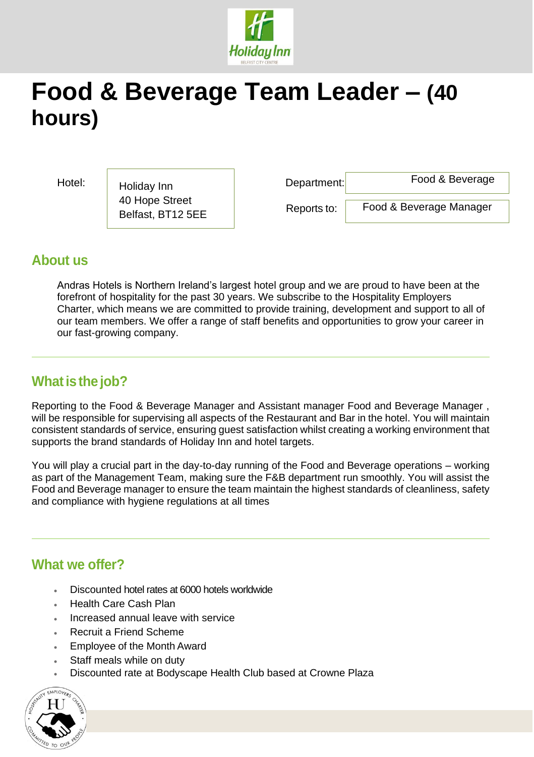# Food & Beverage Team Leader – (40 hours)

| Hotel: | Holiday Inn<br>40 Hope Street<br>Belfast, BT12 5EE | Department: | Food & Beverage |
|---|---|---|---|
| | | Reports to: | Food & Beverage Manager |

## About us

Andras Hotels is Northern Ireland's largest hotel group and we are proud to have been at the forefront of hospitality for the past 30 years. We subscribe to the Hospitality Employers Charter, which means we are committed to provide training, development and support to all of our team members. We offer a range of staff benefits and opportunities to grow your career in our fast-growing company.

## What is the job?

Reporting to the Food & Beverage Manager and Assistant manager Food and Beverage Manager , will be responsible for supervising all aspects of the Restaurant and Bar in the hotel. You will maintain consistent standards of service, ensuring guest satisfaction whilst creating a working environment that supports the brand standards of Holiday Inn and hotel targets.

You will play a crucial part in the day-to-day running of the Food and Beverage operations – working as part of the Management Team, making sure the F&B department run smoothly. You will assist the Food and Beverage manager to ensure the team maintain the highest standards of cleanliness, safety and compliance with hygiene regulations at all times

## What we offer?

- Discounted hotel rates at 6000 hotels worldwide
- Health Care Cash Plan
- Increased annual leave with service
- Recruit a Friend Scheme
- Employee of the Month Award
- Staff meals while on duty
- Discounted rate at Bodyscape Health Club based at Crowne Plaza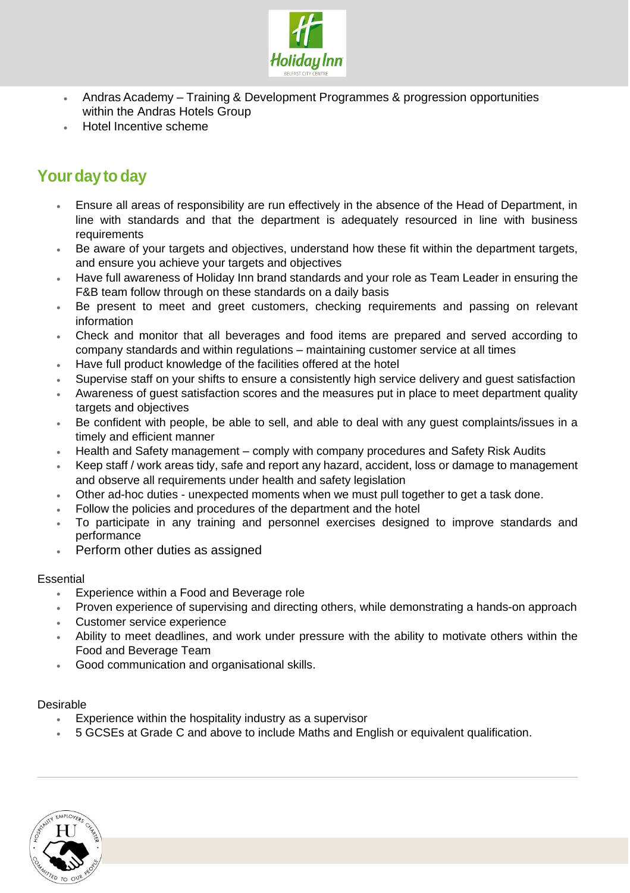- Andras Academy – Training & Development Programmes & progression opportunities within the Andras Hotels Group
- Hotel Incentive scheme

## Your day to day

- Ensure all areas of responsibility are run effectively in the absence of the Head of Department, in line with standards and that the department is adequately resourced in line with business requirements
- Be aware of your targets and objectives, understand how these fit within the department targets, and ensure you achieve your targets and objectives
- Have full awareness of Holiday Inn brand standards and your role as Team Leader in ensuring the F&B team follow through on these standards on a daily basis
- Be present to meet and greet customers, checking requirements and passing on relevant information
- Check and monitor that all beverages and food items are prepared and served according to company standards and within regulations – maintaining customer service at all times
- Have full product knowledge of the facilities offered at the hotel
- Supervise staff on your shifts to ensure a consistently high service delivery and guest satisfaction
- Awareness of guest satisfaction scores and the measures put in place to meet department quality targets and objectives
- Be confident with people, be able to sell, and able to deal with any guest complaints/issues in a timely and efficient manner
- Health and Safety management – comply with company procedures and Safety Risk Audits
- Keep staff / work areas tidy, safe and report any hazard, accident, loss or damage to management and observe all requirements under health and safety legislation
- Other ad-hoc duties - unexpected moments when we must pull together to get a task done.
- Follow the policies and procedures of the department and the hotel
- To participate in any training and personnel exercises designed to improve standards and performance
- Perform other duties as assigned

Essential

- Experience within a Food and Beverage role
- Proven experience of supervising and directing others, while demonstrating a hands-on approach
- Customer service experience
- Ability to meet deadlines, and work under pressure with the ability to motivate others within the Food and Beverage Team
- Good communication and organisational skills.

Desirable

- Experience within the hospitality industry as a supervisor
- 5 GCSEs at Grade C and above to include Maths and English or equivalent qualification.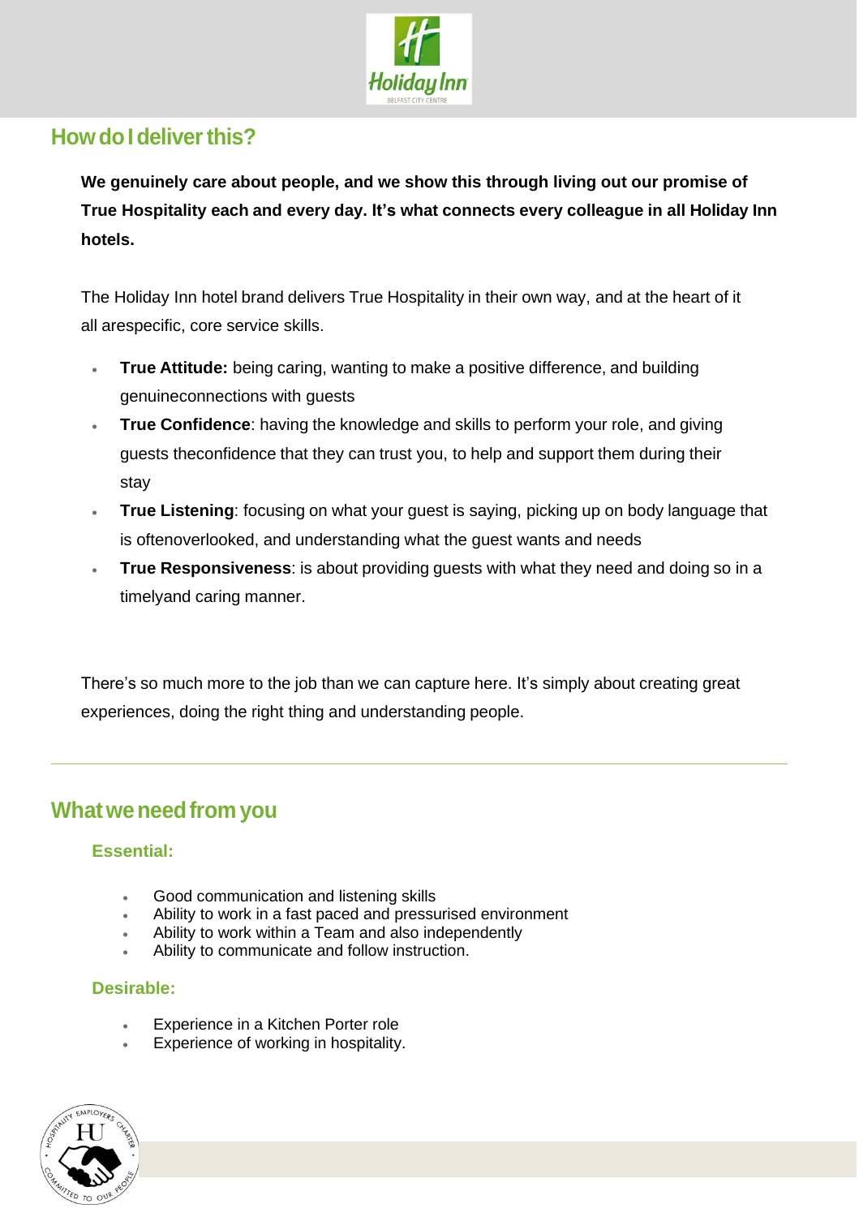## How do I deliver this?

**We genuinely care about people, and we show this through living out our promise of True Hospitality each and every day. It's what connects every colleague in all Holiday Inn hotels.**

The Holiday Inn hotel brand delivers True Hospitality in their own way, and at the heart of it all arespecific, core service skills.

- **True Attitude:** being caring, wanting to make a positive difference, and building genuineconnections with guests
- **True Confidence**: having the knowledge and skills to perform your role, and giving guests theconfidence that they can trust you, to help and support them during their stay
- **True Listening**: focusing on what your guest is saying, picking up on body language that is oftenoverlooked, and understanding what the guest wants and needs
- **True Responsiveness**: is about providing guests with what they need and doing so in a timelyand caring manner.

There's so much more to the job than we can capture here. It's simply about creating great experiences, doing the right thing and understanding people.

---

## What we need from you

### Essential:

- Good communication and listening skills
- Ability to work in a fast paced and pressurised environment
- Ability to work within a Team and also independently
- Ability to communicate and follow instruction.

### Desirable:

- Experience in a Kitchen Porter role
- Experience of working in hospitality.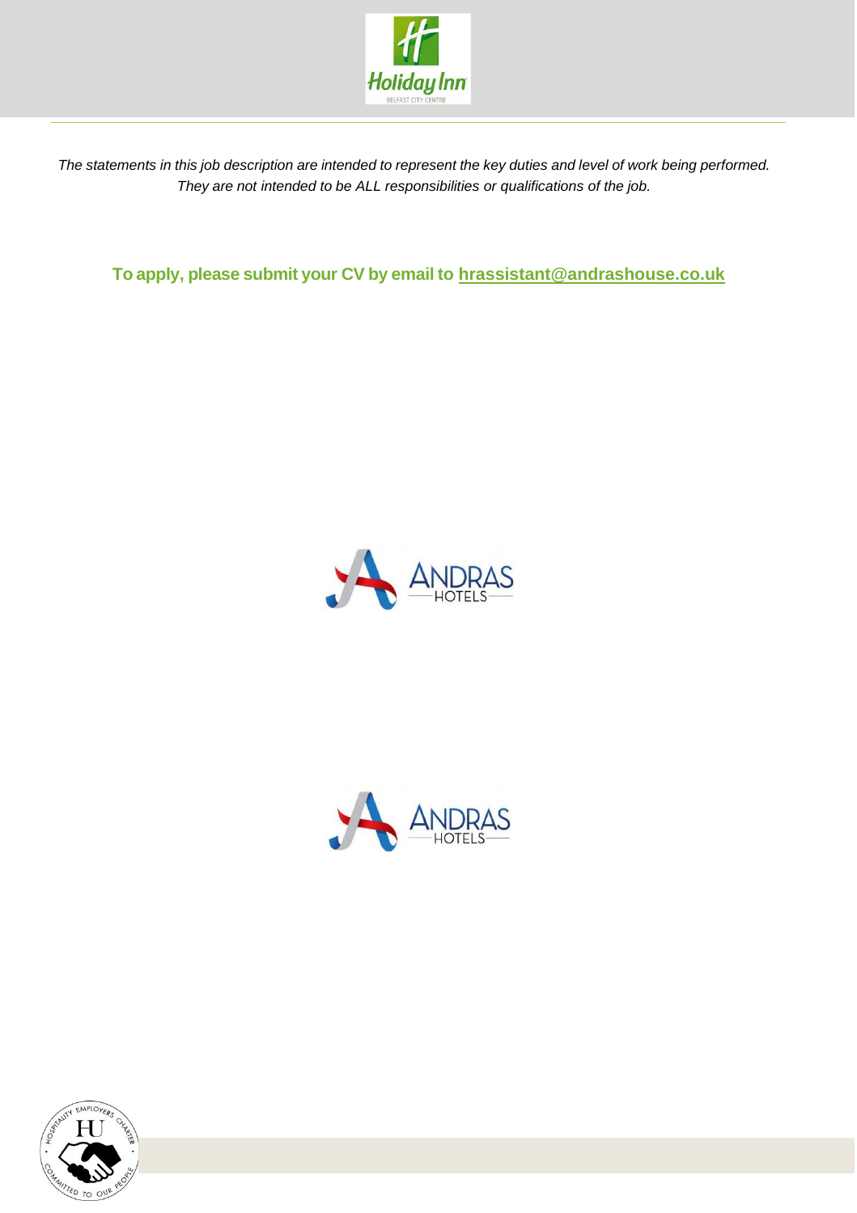*The statements in this job description are intended to represent the key duties and level of work being performed. They are not intended to be ALL responsibilities or qualifications of the job.*

**To apply, please submit your CV by email to hrassistant@andrashouse.co.uk**